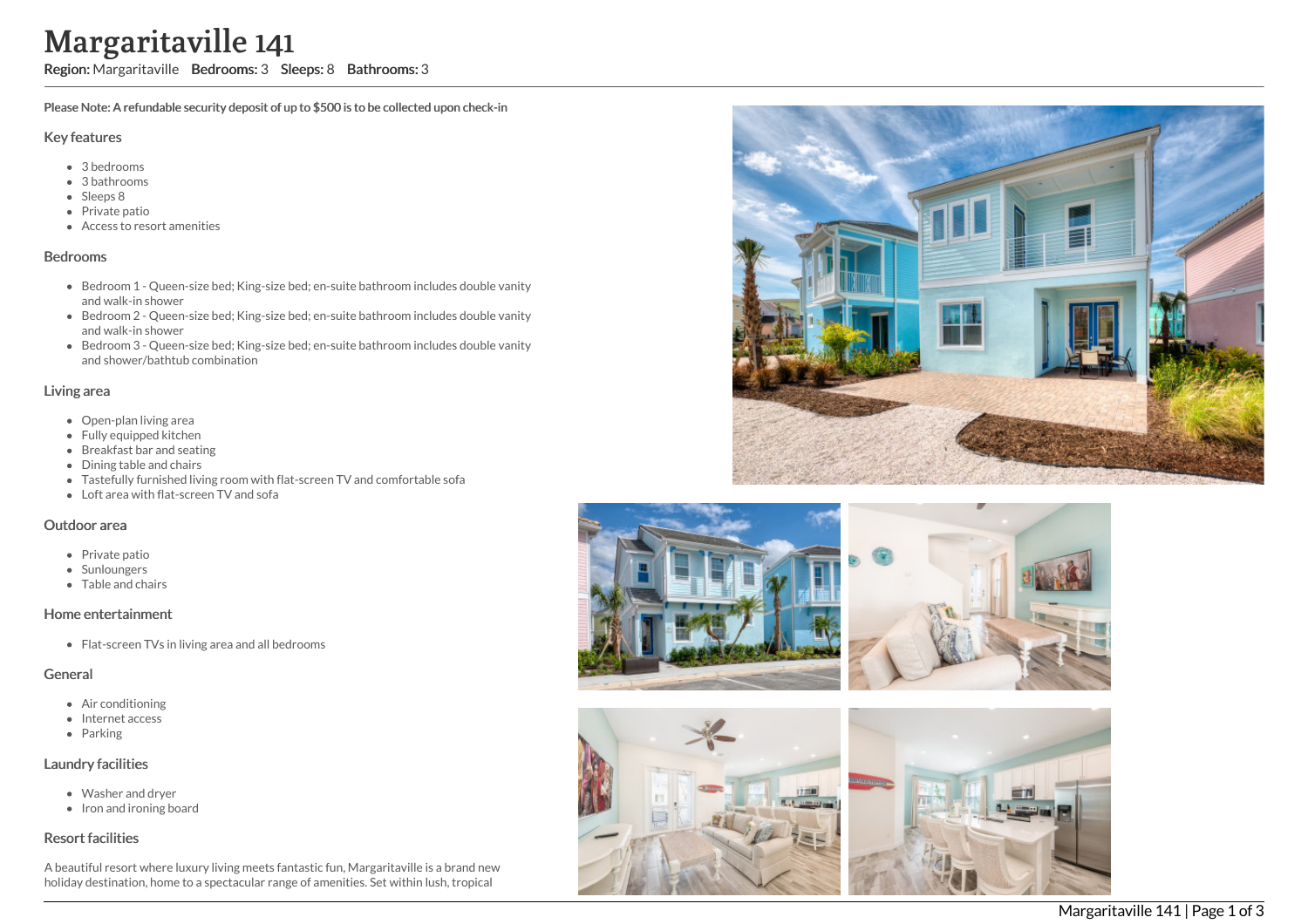# Margaritaville 141

**Region:** Margaritaville **Bedrooms:** 3 **Sleeps:** 8 **Bathrooms:** 3

**Please Note: A refundable security deposit of up to $500 is to be collected upon check-in**

## Key features

- 3 bedrooms
- 3 bathrooms
- Sleeps 8
- Private patio
- Access to resort amenities

## Bedrooms

- Bedroom 1 - Queen-size bed; King-size bed; en-suite bathroom includes double vanity and walk-in shower
- Bedroom 2 - Queen-size bed; King-size bed; en-suite bathroom includes double vanity and walk-in shower
- Bedroom 3 - Queen-size bed; King-size bed; en-suite bathroom includes double vanity and shower/bathtub combination

## Living area

- Open-plan living area
- Fully equipped kitchen
- Breakfast bar and seating
- Dining table and chairs
- Tastefully furnished living room with flat-screen TV and comfortable sofa
- Loft area with flat-screen TV and sofa

## Outdoor area

- Private patio
- Sunloungers
- Table and chairs

## Home entertainment

- Flat-screen TVs in living area and all bedrooms

## General

- Air conditioning
- Internet access
- Parking

## Laundry facilities

- Washer and dryer
- Iron and ironing board

## Resort facilities

A beautiful resort where luxury living meets fantastic fun, Margaritaville is a brand new holiday destination, home to a spectacular range of amenities. Set within lush, tropical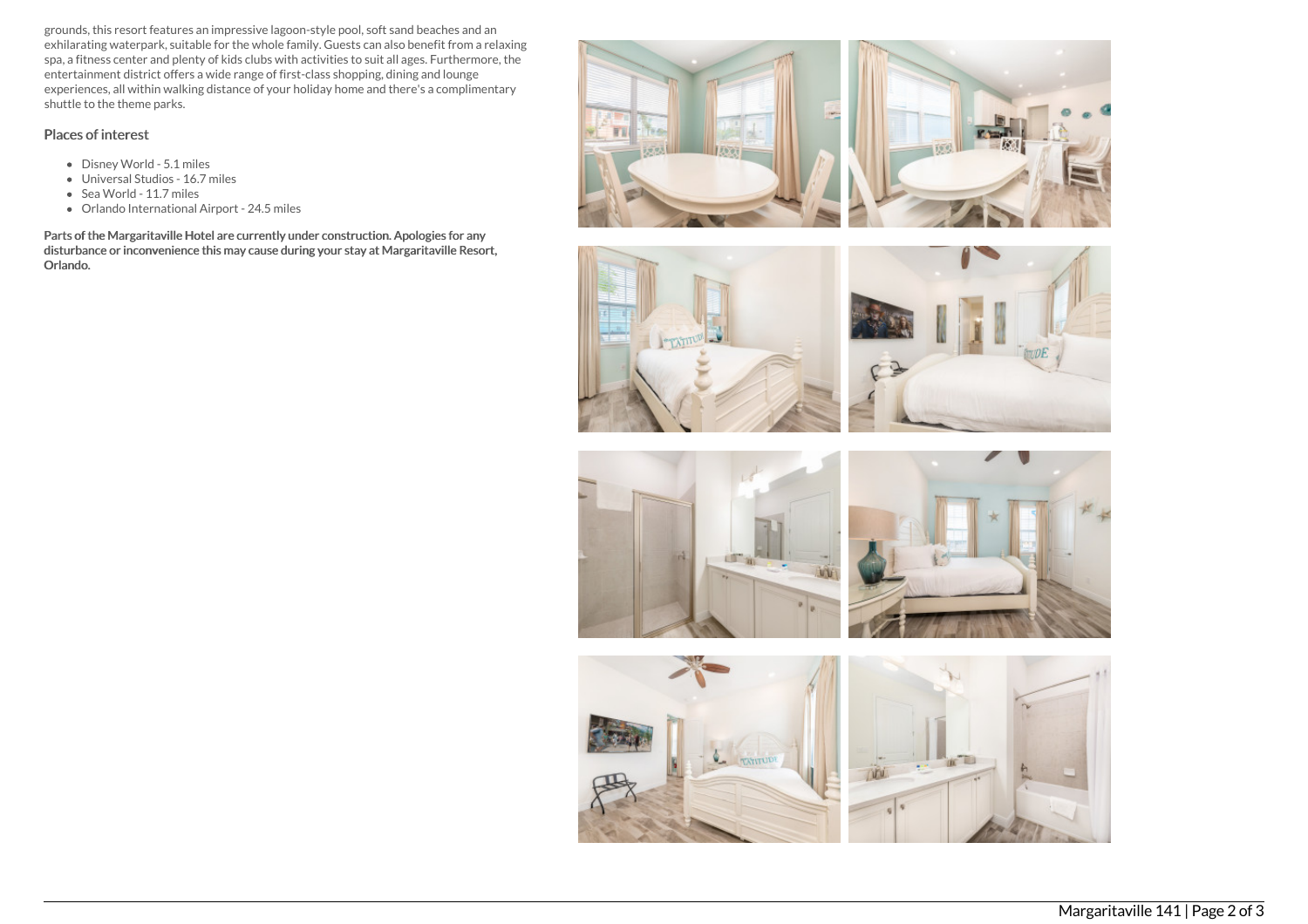grounds, this resort features an impressive lagoon-style pool, soft sand beaches and an exhilarating waterpark, suitable for the whole family. Guests can also benefit from a relaxing spa, a fitness center and plenty of kids clubs with activities to suit all ages. Furthermore, the entertainment district offers a wide range of first-class shopping, dining and lounge experiences, all within walking distance of your holiday home and there's a complimentary shuttle to the theme parks.

### Places of interest

- Disney World - 5.1 miles
- Universal Studios - 16.7 miles
- Sea World - 11.7 miles
- Orlando International Airport - 24.5 miles

**Parts of the Margaritaville Hotel are currently under construction. Apologies for any disturbance or inconvenience this may cause during your stay at Margaritaville Resort, Orlando.**